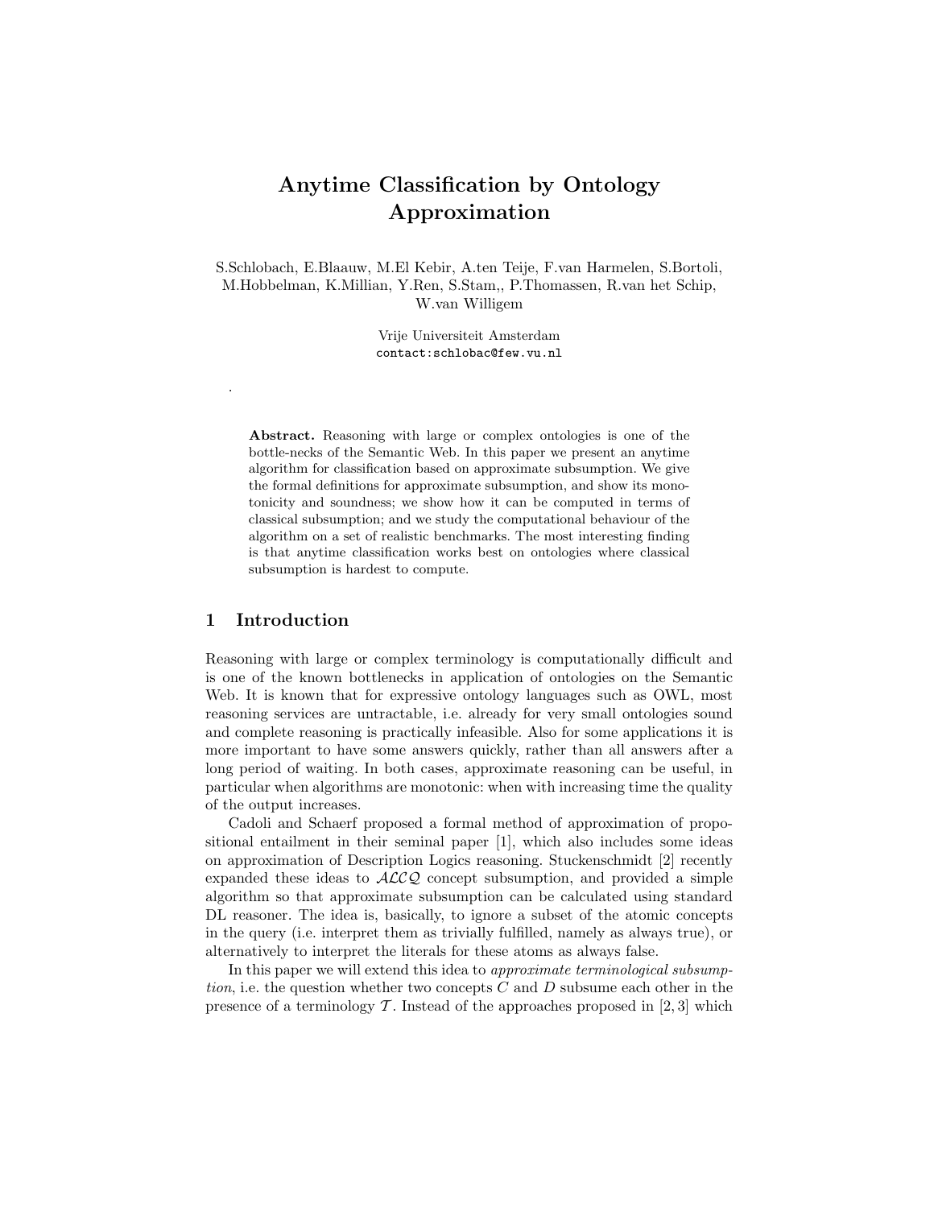# Anytime Classification by Ontology Approximation

S.Schlobach, E.Blaauw, M.El Kebir, A.ten Teije, F.van Harmelen, S.Bortoli, M.Hobbelman, K.Millian, Y.Ren, S.Stam,, P.Thomassen, R.van het Schip, W.van Willigem

Vrije Universiteit Amsterdam
contact:schlobac@few.vu.nl

.

**Abstract.** Reasoning with large or complex ontologies is one of the bottle-necks of the Semantic Web. In this paper we present an anytime algorithm for classification based on approximate subsumption. We give the formal definitions for approximate subsumption, and show its monotonicity and soundness; we show how it can be computed in terms of classical subsumption; and we study the computational behaviour of the algorithm on a set of realistic benchmarks. The most interesting finding is that anytime classification works best on ontologies where classical subsumption is hardest to compute.

## 1 Introduction

Reasoning with large or complex terminology is computationally difficult and is one of the known bottlenecks in application of ontologies on the Semantic Web. It is known that for expressive ontology languages such as OWL, most reasoning services are untractable, i.e. already for very small ontologies sound and complete reasoning is practically infeasible. Also for some applications it is more important to have some answers quickly, rather than all answers after a long period of waiting. In both cases, approximate reasoning can be useful, in particular when algorithms are monotonic: when with increasing time the quality of the output increases.

Cadoli and Schaerf proposed a formal method of approximation of propositional entailment in their seminal paper [1], which also includes some ideas on approximation of Description Logics reasoning. Stuckenschmidt [2] recently expanded these ideas to $\mathcal{ALCQ}$ concept subsumption, and provided a simple algorithm so that approximate subsumption can be calculated using standard DL reasoner. The idea is, basically, to ignore a subset of the atomic concepts in the query (i.e. interpret them as trivially fulfilled, namely as always true), or alternatively to interpret the literals for these atoms as always false.

In this paper we will extend this idea to *approximate terminological subsumption*, i.e. the question whether two concepts $C$ and $D$ subsume each other in the presence of a terminology $\mathcal{T}$. Instead of the approaches proposed in [2, 3] which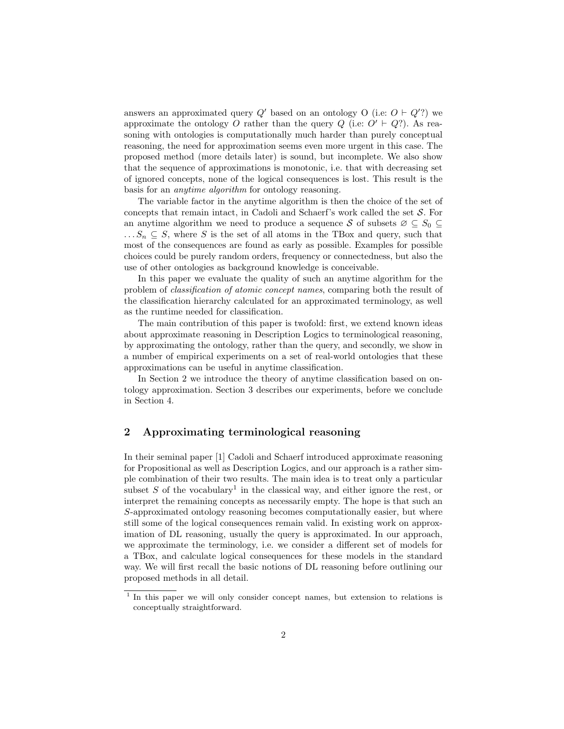answers an approximated query $Q'$ based on an ontology O (i.e: $O \vdash Q'$?) we approximate the ontology $O$ rather than the query $Q$ (i.e: $O' \vdash Q$?). As reasoning with ontologies is computationally much harder than purely conceptual reasoning, the need for approximation seems even more urgent in this case. The proposed method (more details later) is sound, but incomplete. We also show that the sequence of approximations is monotonic, i.e. that with decreasing set of ignored concepts, none of the logical consequences is lost. This result is the basis for an *anytime algorithm* for ontology reasoning.

The variable factor in the anytime algorithm is then the choice of the set of concepts that remain intact, in Cadoli and Schaerf's work called the set $\mathcal{S}$. For an anytime algorithm we need to produce a sequence $\mathcal{S}$ of subsets $\varnothing \subseteq S_0 \subseteq \ldots S_n \subseteq S$, where $S$ is the set of all atoms in the TBox and query, such that most of the consequences are found as early as possible. Examples for possible choices could be purely random orders, frequency or connectedness, but also the use of other ontologies as background knowledge is conceivable.

In this paper we evaluate the quality of such an anytime algorithm for the problem of *classification of atomic concept names*, comparing both the result of the classification hierarchy calculated for an approximated terminology, as well as the runtime needed for classification.

The main contribution of this paper is twofold: first, we extend known ideas about approximate reasoning in Description Logics to terminological reasoning, by approximating the ontology, rather than the query, and secondly, we show in a number of empirical experiments on a set of real-world ontologies that these approximations can be useful in anytime classification.

In Section 2 we introduce the theory of anytime classification based on ontology approximation. Section 3 describes our experiments, before we conclude in Section 4.

## 2 Approximating terminological reasoning

In their seminal paper [1] Cadoli and Schaerf introduced approximate reasoning for Propositional as well as Description Logics, and our approach is a rather simple combination of their two results. The main idea is to treat only a particular subset $S$ of the vocabulary[1] in the classical way, and either ignore the rest, or interpret the remaining concepts as necessarily empty. The hope is that such an $S$-approximated ontology reasoning becomes computationally easier, but where still some of the logical consequences remain valid. In existing work on approximation of DL reasoning, usually the query is approximated. In our approach, we approximate the terminology, i.e. we consider a different set of models for a TBox, and calculate logical consequences for these models in the standard way. We will first recall the basic notions of DL reasoning before outlining our proposed methods in all detail.

[1] In this paper we will only consider concept names, but extension to relations is conceptually straightforward.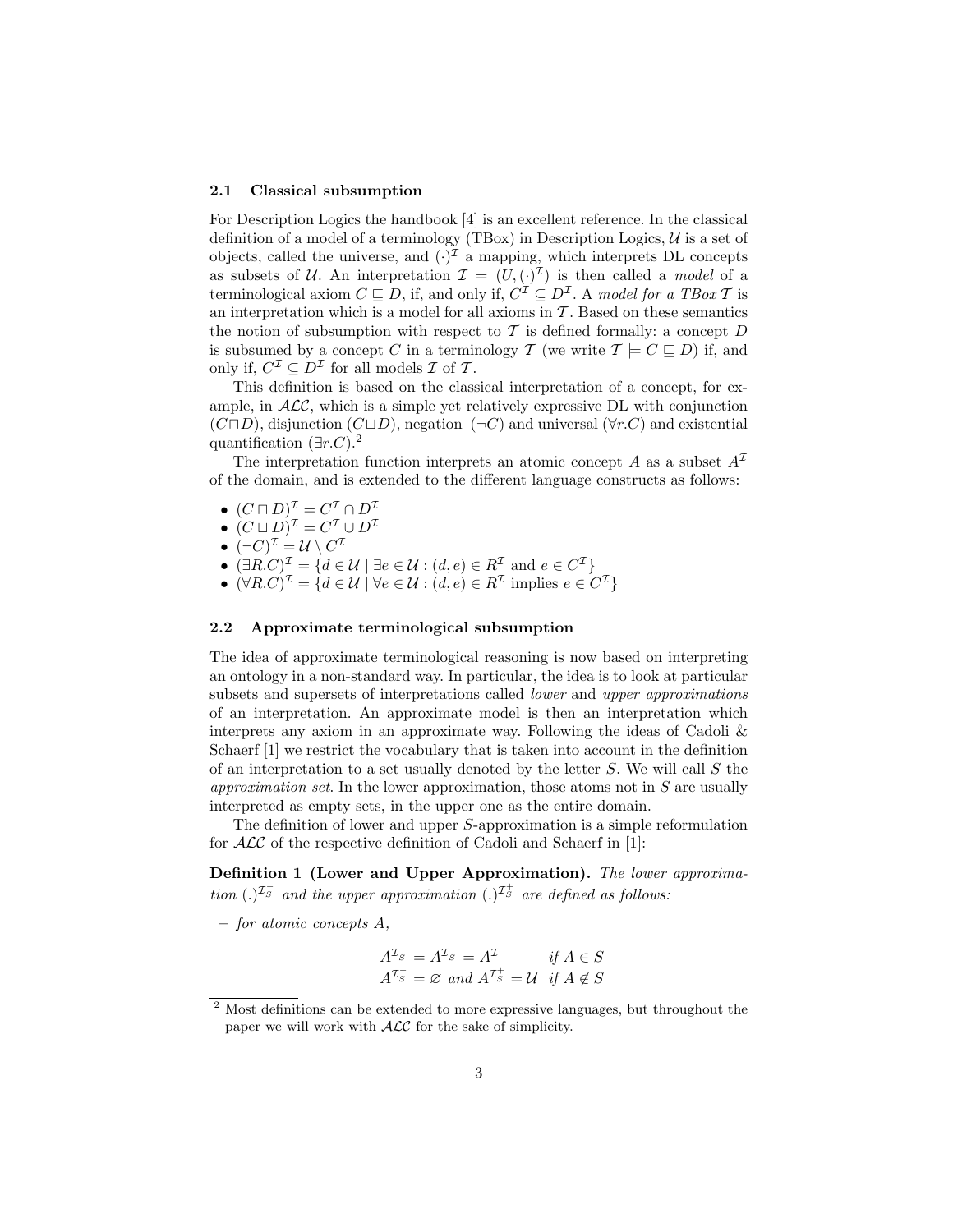### 2.1 Classical subsumption

For Description Logics the handbook [4] is an excellent reference. In the classical definition of a model of a terminology (TBox) in Description Logics, $\mathcal{U}$ is a set of objects, called the universe, and $(\cdot)^\mathcal{I}$ a mapping, which interprets DL concepts as subsets of $\mathcal{U}$. An interpretation $\mathcal{I} = (U, (\cdot)^\mathcal{I})$ is then called a *model* of a terminological axiom $C \sqsubseteq D$, if, and only if, $C^\mathcal{I} \subseteq D^\mathcal{I}$. A *model for a TBox* $\mathcal{T}$ is an interpretation which is a model for all axioms in $\mathcal{T}$. Based on these semantics the notion of subsumption with respect to $\mathcal{T}$ is defined formally: a concept $D$ is subsumed by a concept $C$ in a terminology $\mathcal{T}$ (we write $\mathcal{T} \models C \sqsubseteq D$) if, and only if, $C^\mathcal{I} \subseteq D^\mathcal{I}$ for all models $\mathcal{I}$ of $\mathcal{T}$.

This definition is based on the classical interpretation of a concept, for example, in $\mathcal{ALC}$, which is a simple yet relatively expressive DL with conjunction $(C \sqcap D)$, disjunction $(C \sqcup D)$, negation $(\neg C)$ and universal $(\forall r.C)$ and existential quantification $(\exists r.C)$.[2]

The interpretation function interprets an atomic concept $A$ as a subset $A^\mathcal{I}$ of the domain, and is extended to the different language constructs as follows:

- $(C \sqcap D)^\mathcal{I} = C^\mathcal{I} \cap D^\mathcal{I}$
- $(C \sqcup D)^\mathcal{I} = C^\mathcal{I} \cup D^\mathcal{I}$
- $(\neg C)^\mathcal{I} = \mathcal{U} \setminus C^\mathcal{I}$
- $(\exists R.C)^\mathcal{I} = \{d \in \mathcal{U} \mid \exists e \in \mathcal{U} : (d,e) \in R^\mathcal{I} \text{ and } e \in C^\mathcal{I}\}$
- $(\forall R.C)^\mathcal{I} = \{d \in \mathcal{U} \mid \forall e \in \mathcal{U} : (d,e) \in R^\mathcal{I} \text{ implies } e \in C^\mathcal{I}\}$

### 2.2 Approximate terminological subsumption

The idea of approximate terminological reasoning is now based on interpreting an ontology in a non-standard way. In particular, the idea is to look at particular subsets and supersets of interpretations called *lower* and *upper approximations* of an interpretation. An approximate model is then an interpretation which interprets any axiom in an approximate way. Following the ideas of Cadoli & Schaerf [1] we restrict the vocabulary that is taken into account in the definition of an interpretation to a set usually denoted by the letter $S$. We will call $S$ the *approximation set*. In the lower approximation, those atoms not in $S$ are usually interpreted as empty sets, in the upper one as the entire domain.

The definition of lower and upper $S$-approximation is a simple reformulation for $\mathcal{ALC}$ of the respective definition of Cadoli and Schaerf in [1]:

**Definition 1 (Lower and Upper Approximation).** *The lower approximation* $(.)^{\mathcal{I}_S^-}$ *and the upper approximation* $(.)^{\mathcal{I}_S^+}$ *are defined as follows:*

– *for atomic concepts A,*

$$
\begin{array}{ll}
A^{\mathcal{I}_S^-} = A^{\mathcal{I}_S^+} = A^\mathcal{I} & \text{if } A \in S \\
A^{\mathcal{I}_S^-} = \varnothing \text{ and } A^{\mathcal{I}_S^+} = \mathcal{U} & \text{if } A \notin S
\end{array}
$$

[2] Most definitions can be extended to more expressive languages, but throughout the paper we will work with $\mathcal{ALC}$ for the sake of simplicity.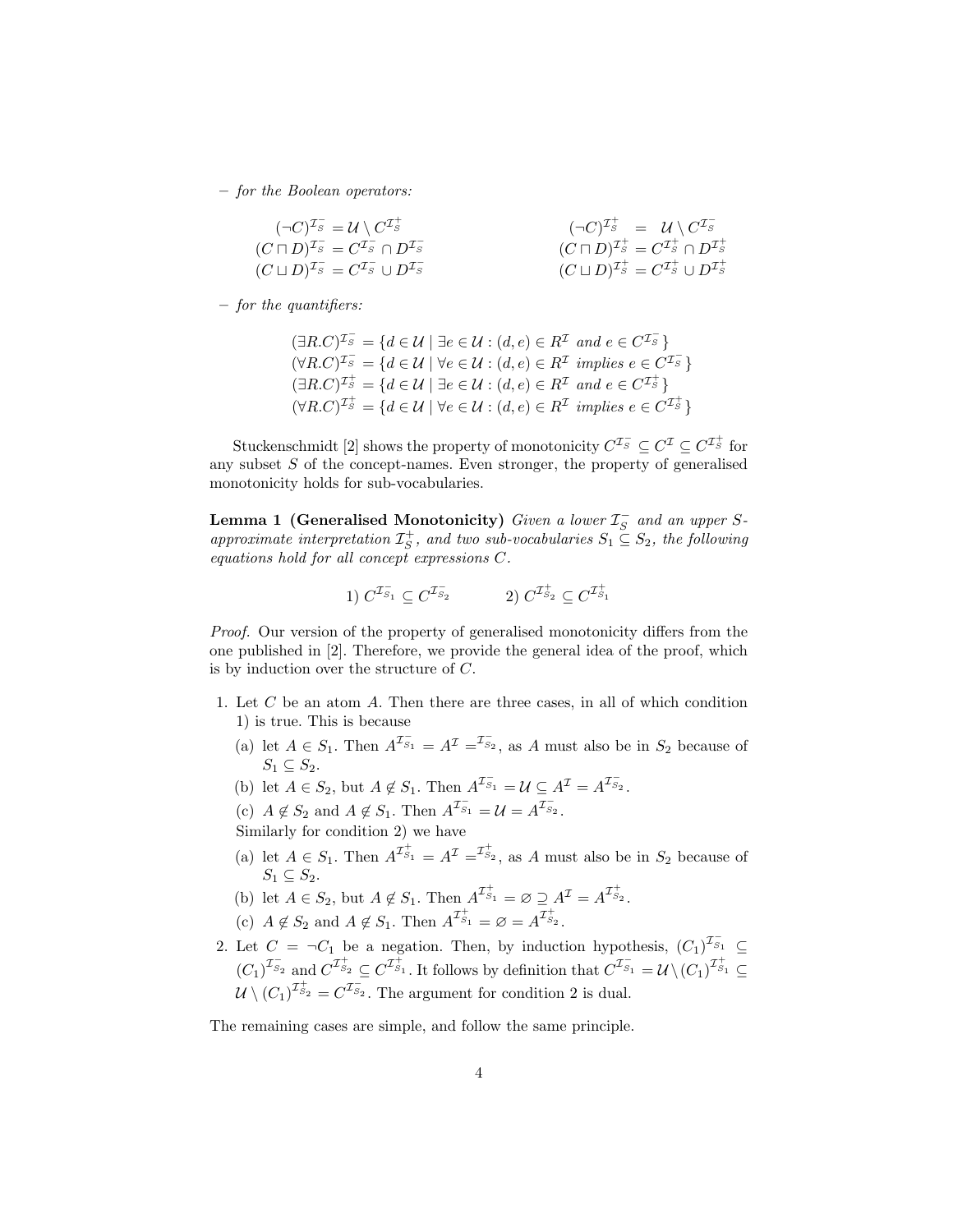– *for the Boolean operators:*

$$(\neg C)^{\mathcal{I}_S^-} = \mathcal{U} \setminus C^{\mathcal{I}_S^+} \qquad\qquad (\neg C)^{\mathcal{I}_S^+} = \mathcal{U} \setminus C^{\mathcal{I}_S^-}$$
$$(C \sqcap D)^{\mathcal{I}_S^-} = C^{\mathcal{I}_S^-} \cap D^{\mathcal{I}_S^-} \qquad\qquad (C \sqcap D)^{\mathcal{I}_S^+} = C^{\mathcal{I}_S^+} \cap D^{\mathcal{I}_S^+}$$
$$(C \sqcup D)^{\mathcal{I}_S^-} = C^{\mathcal{I}_S^-} \cup D^{\mathcal{I}_S^-} \qquad\qquad (C \sqcup D)^{\mathcal{I}_S^+} = C^{\mathcal{I}_S^+} \cup D^{\mathcal{I}_S^+}$$

– *for the quantifiers:*

$$(\exists R.C)^{\mathcal{I}_S^-} = \{d \in \mathcal{U} \mid \exists e \in \mathcal{U} : (d,e) \in R^{\mathcal{I}} \text{ and } e \in C^{\mathcal{I}_S^-}\}$$
$$(\forall R.C)^{\mathcal{I}_S^-} = \{d \in \mathcal{U} \mid \forall e \in \mathcal{U} : (d,e) \in R^{\mathcal{I}} \text{ implies } e \in C^{\mathcal{I}_S^-}\}$$
$$(\exists R.C)^{\mathcal{I}_S^+} = \{d \in \mathcal{U} \mid \exists e \in \mathcal{U} : (d,e) \in R^{\mathcal{I}} \text{ and } e \in C^{\mathcal{I}_S^+}\}$$
$$(\forall R.C)^{\mathcal{I}_S^+} = \{d \in \mathcal{U} \mid \forall e \in \mathcal{U} : (d,e) \in R^{\mathcal{I}} \text{ implies } e \in C^{\mathcal{I}_S^+}\}$$

Stuckenschmidt [2] shows the property of monotonicity $C^{\mathcal{I}_S^-} \subseteq C^{\mathcal{I}} \subseteq C^{\mathcal{I}_S^+}$ for any subset $S$ of the concept-names. Even stronger, the property of generalised monotonicity holds for sub-vocabularies.

**Lemma 1 (Generalised Monotonicity)** *Given a lower $\mathcal{I}_S^-$ and an upper S-approximate interpretation $\mathcal{I}_S^+$, and two sub-vocabularies $S_1 \subseteq S_2$, the following equations hold for all concept expressions $C$.*

$$1)\ C^{\mathcal{I}_{S_1}^-} \subseteq C^{\mathcal{I}_{S_2}^-} \qquad\qquad 2)\ C^{\mathcal{I}_{S_2}^+} \subseteq C^{\mathcal{I}_{S_1}^+}$$

*Proof.* Our version of the property of generalised monotonicity differs from the one published in [2]. Therefore, we provide the general idea of the proof, which is by induction over the structure of $C$.

1. Let $C$ be an atom $A$. Then there are three cases, in all of which condition 1) is true. This is because
   (a) let $A \in S_1$. Then $A^{\mathcal{I}_{S_1}^-} = A^{\mathcal{I}} =^{\mathcal{I}_{S_2}^-}$, as $A$ must also be in $S_2$ because of $S_1 \subseteq S_2$.
   (b) let $A \in S_2$, but $A \notin S_1$. Then $A^{\mathcal{I}_{S_1}^-} = \mathcal{U} \subseteq A^{\mathcal{I}} = A^{\mathcal{I}_{S_2}^-}$.
   (c) $A \notin S_2$ and $A \notin S_1$. Then $A^{\mathcal{I}_{S_1}^-} = \mathcal{U} = A^{\mathcal{I}_{S_2}^-}$.
   Similarly for condition 2) we have
   (a) let $A \in S_1$. Then $A^{\mathcal{I}_{S_1}^+} = A^{\mathcal{I}} =^{\mathcal{I}_{S_2}^+}$, as $A$ must also be in $S_2$ because of $S_1 \subseteq S_2$.
   (b) let $A \in S_2$, but $A \notin S_1$. Then $A^{\mathcal{I}_{S_1}^+} = \varnothing \supseteq A^{\mathcal{I}} = A^{\mathcal{I}_{S_2}^+}$.
   (c) $A \notin S_2$ and $A \notin S_1$. Then $A^{\mathcal{I}_{S_1}^+} = \varnothing = A^{\mathcal{I}_{S_2}^+}$.
2. Let $C = \neg C_1$ be a negation. Then, by induction hypothesis, $(C_1)^{\mathcal{I}_{S_1}^-} \subseteq (C_1)^{\mathcal{I}_{S_2}^-}$ and $C^{\mathcal{I}_{S_2}^+} \subseteq C^{\mathcal{I}_{S_1}^+}$. It follows by definition that $C^{\mathcal{I}_{S_1}^-} = \mathcal{U} \setminus (C_1)^{\mathcal{I}_{S_1}^+} \subseteq \mathcal{U} \setminus (C_1)^{\mathcal{I}_{S_2}^+} = C^{\mathcal{I}_{S_2}^-}$. The argument for condition 2 is dual.

The remaining cases are simple, and follow the same principle.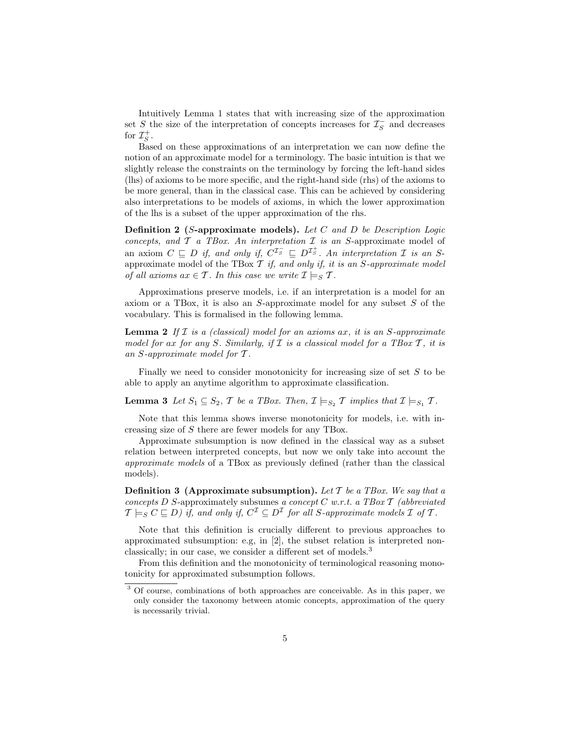Intuitively Lemma 1 states that with increasing size of the approximation set $S$ the size of the interpretation of concepts increases for $\mathcal{I}_S^-$ and decreases for $\mathcal{I}_S^+$.

Based on these approximations of an interpretation we can now define the notion of an approximate model for a terminology. The basic intuition is that we slightly release the constraints on the terminology by forcing the left-hand sides (lhs) of axioms to be more specific, and the right-hand side (rhs) of the axioms to be more general, than in the classical case. This can be achieved by considering also interpretations to be models of axioms, in which the lower approximation of the lhs is a subset of the upper approximation of the rhs.

**Definition 2 ($S$-approximate models).** *Let $C$ and $D$ be Description Logic concepts, and $\mathcal{T}$ a TBox. An interpretation $\mathcal{I}$ is an* $S$-approximate model *of an axiom $C \sqsubseteq D$ if, and only if, $C^{\mathcal{I}_S^-} \sqsubseteq D^{\mathcal{I}_S^+}$. An interpretation $\mathcal{I}$ is an* $S$-approximate model of the TBox $\mathcal{T}$ *if, and only if, it is an $S$-approximate model of all axioms $ax \in \mathcal{T}$. In this case we write $\mathcal{I} \models_S \mathcal{T}$.*

Approximations preserve models, i.e. if an interpretation is a model for an axiom or a TBox, it is also an $S$-approximate model for any subset $S$ of the vocabulary. This is formalised in the following lemma.

**Lemma 2** *If $\mathcal{I}$ is a (classical) model for an axioms $ax$, it is an $S$-approximate model for $ax$ for any $S$. Similarly, if $\mathcal{I}$ is a classical model for a TBox $\mathcal{T}$, it is an $S$-approximate model for $\mathcal{T}$.*

Finally we need to consider monotonicity for increasing size of set $S$ to be able to apply an anytime algorithm to approximate classification.

**Lemma 3** *Let $S_1 \subseteq S_2$, $\mathcal{T}$ be a TBox. Then, $\mathcal{I} \models_{S_2} \mathcal{T}$ implies that $\mathcal{I} \models_{S_1} \mathcal{T}$.*

Note that this lemma shows inverse monotonicity for models, i.e. with increasing size of $S$ there are fewer models for any TBox.

Approximate subsumption is now defined in the classical way as a subset relation between interpreted concepts, but now we only take into account the *approximate models* of a TBox as previously defined (rather than the classical models).

**Definition 3 (Approximate subsumption).** *Let $\mathcal{T}$ be a TBox. We say that a concepts $D$* $S$-approximately subsumes *a concept $C$ w.r.t. a TBox $\mathcal{T}$ (abbreviated $\mathcal{T} \models_S C \sqsubseteq D$) if, and only if, $C^{\mathcal{I}} \subseteq D^{\mathcal{I}}$ for all $S$-approximate models $\mathcal{I}$ of $\mathcal{T}$.*

Note that this definition is crucially different to previous approaches to approximated subsumption: e.g, in [2], the subset relation is interpreted non-classically; in our case, we consider a different set of models.[3]

From this definition and the monotonicity of terminological reasoning monotonicity for approximated subsumption follows.

[3] Of course, combinations of both approaches are conceivable. As in this paper, we only consider the taxonomy between atomic concepts, approximation of the query is necessarily trivial.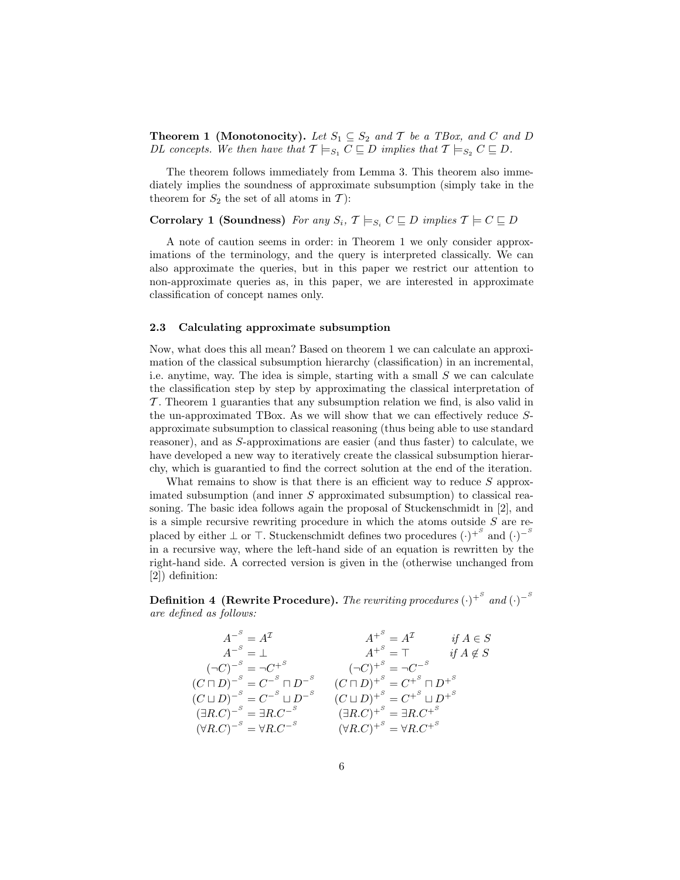**Theorem 1 (Monotonocity).** *Let $S_1 \subseteq S_2$ and $\mathcal{T}$ be a TBox, and $C$ and $D$ DL concepts. We then have that $\mathcal{T} \models_{S_1} C \sqsubseteq D$ implies that $\mathcal{T} \models_{S_2} C \sqsubseteq D$.*

The theorem follows immediately from Lemma 3. This theorem also immediately implies the soundness of approximate subsumption (simply take in the theorem for $S_2$ the set of all atoms in $\mathcal{T}$):

**Corrolary 1 (Soundness)** *For any $S_i$, $\mathcal{T} \models_{S_i} C \sqsubseteq D$ implies $\mathcal{T} \models C \sqsubseteq D$*

A note of caution seems in order: in Theorem 1 we only consider approximations of the terminology, and the query is interpreted classically. We can also approximate the queries, but in this paper we restrict our attention to non-approximate queries as, in this paper, we are interested in approximate classification of concept names only.

### 2.3 Calculating approximate subsumption

Now, what does this all mean? Based on theorem 1 we can calculate an approximation of the classical subsumption hierarchy (classification) in an incremental, i.e. anytime, way. The idea is simple, starting with a small $S$ we can calculate the classification step by step by approximating the classical interpretation of $\mathcal{T}$. Theorem 1 guaranties that any subsumption relation we find, is also valid in the un-approximated TBox. As we will show that we can effectively reduce $S$-approximate subsumption to classical reasoning (thus being able to use standard reasoner), and as $S$-approximations are easier (and thus faster) to calculate, we have developed a new way to iteratively create the classical subsumption hierarchy, which is guarantied to find the correct solution at the end of the iteration.

What remains to show is that there is an efficient way to reduce $S$ approximated subsumption (and inner $S$ approximated subsumption) to classical reasoning. The basic idea follows again the proposal of Stuckenschmidt in [2], and is a simple recursive rewriting procedure in which the atoms outside $S$ are replaced by either $\bot$ or $\top$. Stuckenschmidt defines two procedures $(\cdot)^{+^S}$ and $(\cdot)^{-^S}$ in a recursive way, where the left-hand side of an equation is rewritten by the right-hand side. A corrected version is given in the (otherwise unchanged from [2]) definition:

**Definition 4 (Rewrite Procedure).** *The rewriting procedures $(\cdot)^{+^S}$ and $(\cdot)^{-^S}$ are defined as follows:*

$$
\begin{array}{rlrll}
A^{-^S} &= A^{\mathcal{I}} & A^{+^S} &= A^{\mathcal{I}} & \textit{if } A \in S \\
A^{-^S} &= \bot & A^{+^S} &= \top & \textit{if } A \notin S \\
(\neg C)^{-^S} &= \neg C^{+^S} & (\neg C)^{+^S} &= \neg C^{-^S} & \\
(C \sqcap D)^{-^S} &= C^{-^S} \sqcap D^{-^S} & (C \sqcap D)^{+^S} &= C^{+^S} \sqcap D^{+^S} & \\
(C \sqcup D)^{-^S} &= C^{-^S} \sqcup D^{-^S} & (C \sqcup D)^{+^S} &= C^{+^S} \sqcup D^{+^S} & \\
(\exists R.C)^{-^S} &= \exists R.C^{-^S} & (\exists R.C)^{+^S} &= \exists R.C^{+^S} & \\
(\forall R.C)^{-^S} &= \forall R.C^{-^S} & (\forall R.C)^{+^S} &= \forall R.C^{+^S} &
\end{array}
$$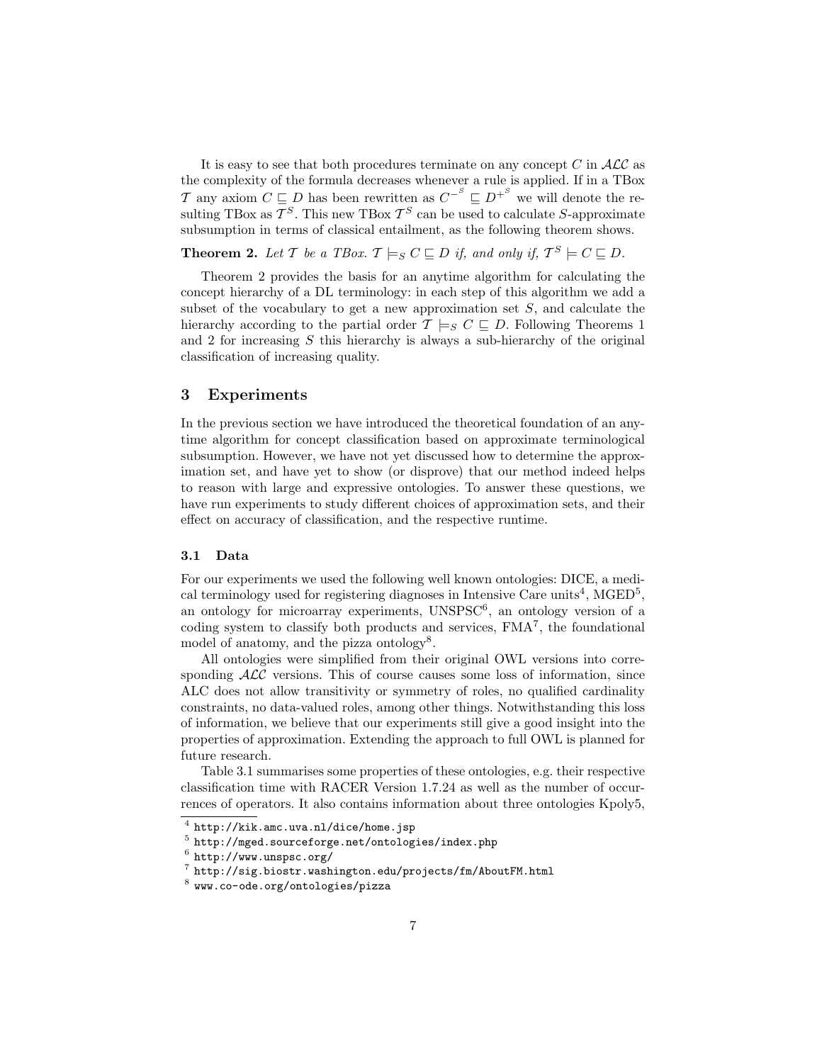It is easy to see that both procedures terminate on any concept $C$ in $\mathcal{ALC}$ as the complexity of the formula decreases whenever a rule is applied. If in a TBox $\mathcal{T}$ any axiom $C \sqsubseteq D$ has been rewritten as $C^{-^S} \sqsubseteq D^{+^S}$ we will denote the resulting TBox as $\mathcal{T}^S$. This new TBox $\mathcal{T}^S$ can be used to calculate $S$-approximate subsumption in terms of classical entailment, as the following theorem shows.

**Theorem 2.** *Let $\mathcal{T}$ be a TBox. $\mathcal{T} \models_S C \sqsubseteq D$ if, and only if, $\mathcal{T}^S \models C \sqsubseteq D$.*

Theorem 2 provides the basis for an anytime algorithm for calculating the concept hierarchy of a DL terminology: in each step of this algorithm we add a subset of the vocabulary to get a new approximation set $S$, and calculate the hierarchy according to the partial order $\mathcal{T} \models_S C \sqsubseteq D$. Following Theorems 1 and 2 for increasing $S$ this hierarchy is always a sub-hierarchy of the original classification of increasing quality.

## 3 Experiments

In the previous section we have introduced the theoretical foundation of an anytime algorithm for concept classification based on approximate terminological subsumption. However, we have not yet discussed how to determine the approximation set, and have yet to show (or disprove) that our method indeed helps to reason with large and expressive ontologies. To answer these questions, we have run experiments to study different choices of approximation sets, and their effect on accuracy of classification, and the respective runtime.

### 3.1 Data

For our experiments we used the following well known ontologies: DICE, a medical terminology used for registering diagnoses in Intensive Care units[4], MGED[5], an ontology for microarray experiments, UNSPSC[6], an ontology version of a coding system to classify both products and services, FMA[7], the foundational model of anatomy, and the pizza ontology[8].

All ontologies were simplified from their original OWL versions into corresponding $\mathcal{ALC}$ versions. This of course causes some loss of information, since ALC does not allow transitivity or symmetry of roles, no qualified cardinality constraints, no data-valued roles, among other things. Notwithstanding this loss of information, we believe that our experiments still give a good insight into the properties of approximation. Extending the approach to full OWL is planned for future research.

Table 3.1 summarises some properties of these ontologies, e.g. their respective classification time with RACER Version 1.7.24 as well as the number of occurrences of operators. It also contains information about three ontologies Kpoly5,

[4] `http://kik.amc.uva.nl/dice/home.jsp`

[5] `http://mged.sourceforge.net/ontologies/index.php`

[6] `http://www.unspsc.org/`

[7] `http://sig.biostr.washington.edu/projects/fm/AboutFM.html`

[8] `www.co-ode.org/ontologies/pizza`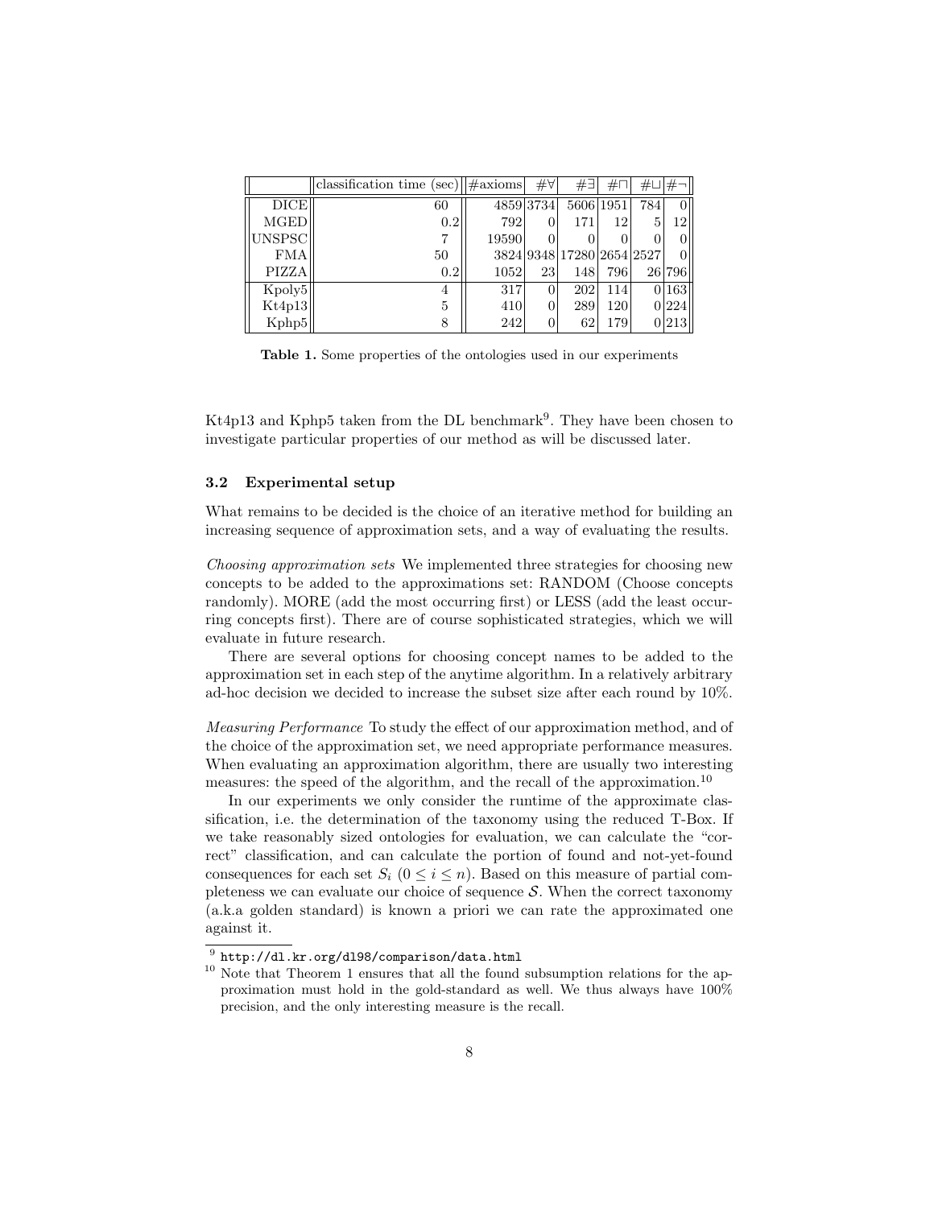| | classification time (sec) | #axioms | #∀ | #∃ | #⊓ | #⊔ | #¬ |
|---|---|---|---|---|---|---|---|
| DICE | 60 | 4859 | 3734 | 5606 | 1951 | 784 | 0 |
| MGED | 0.2 | 792 | 0 | 171 | 12 | 5 | 12 |
| UNSPSC | 7 | 19590 | 0 | 0 | 0 | 0 | 0 |
| FMA | 50 | 3824 | 9348 | 17280 | 2654 | 2527 | 0 |
| PIZZA | 0.2 | 1052 | 23 | 148 | 796 | 26 | 796 |
| Kpoly5 | 4 | 317 | 0 | 202 | 114 | 0 | 163 |
| Kt4p13 | 5 | 410 | 0 | 289 | 120 | 0 | 224 |
| Kphp5 | 8 | 242 | 0 | 62 | 179 | 0 | 213 |

**Table 1.** Some properties of the ontologies used in our experiments

Kt4p13 and Kphp5 taken from the DL benchmark[9]. They have been chosen to investigate particular properties of our method as will be discussed later.

### 3.2 Experimental setup

What remains to be decided is the choice of an iterative method for building an increasing sequence of approximation sets, and a way of evaluating the results.

*Choosing approximation sets* We implemented three strategies for choosing new concepts to be added to the approximations set: RANDOM (Choose concepts randomly). MORE (add the most occurring first) or LESS (add the least occurring concepts first). There are of course sophisticated strategies, which we will evaluate in future research.

There are several options for choosing concept names to be added to the approximation set in each step of the anytime algorithm. In a relatively arbitrary ad-hoc decision we decided to increase the subset size after each round by 10%.

*Measuring Performance* To study the effect of our approximation method, and of the choice of the approximation set, we need appropriate performance measures. When evaluating an approximation algorithm, there are usually two interesting measures: the speed of the algorithm, and the recall of the approximation.[10]

In our experiments we only consider the runtime of the approximate classification, i.e. the determination of the taxonomy using the reduced T-Box. If we take reasonably sized ontologies for evaluation, we can calculate the "correct" classification, and can calculate the portion of found and not-yet-found consequences for each set $S_i$ ($0 \leq i \leq n$). Based on this measure of partial completeness we can evaluate our choice of sequence $\mathcal{S}$. When the correct taxonomy (a.k.a golden standard) is known a priori we can rate the approximated one against it.

---

[9] `http://dl.kr.org/dl98/comparison/data.html`

[10] Note that Theorem 1 ensures that all the found subsumption relations for the approximation must hold in the gold-standard as well. We thus always have 100% precision, and the only interesting measure is the recall.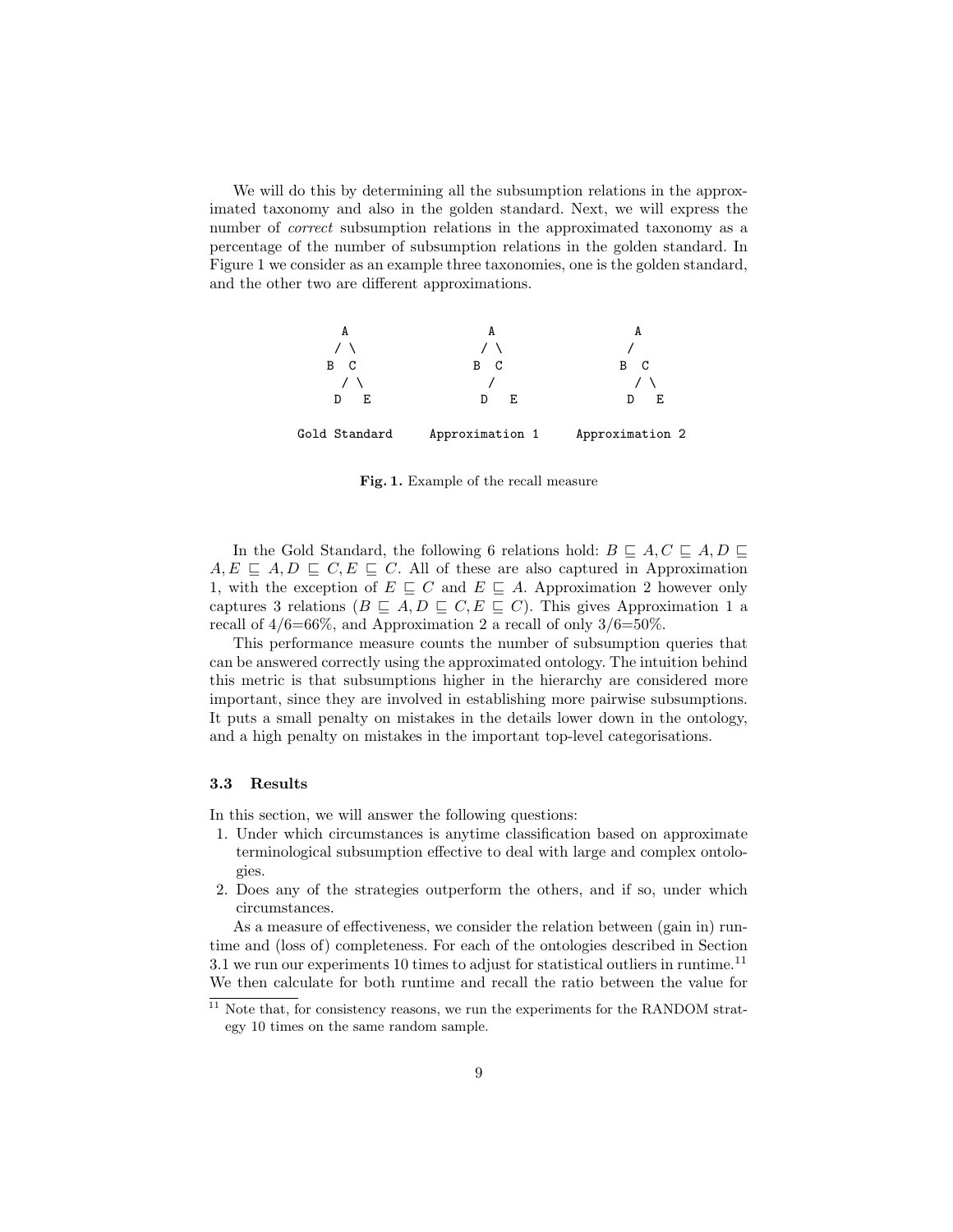We will do this by determining all the subsumption relations in the approximated taxonomy and also in the golden standard. Next, we will express the number of *correct* subsumption relations in the approximated taxonomy as a percentage of the number of subsumption relations in the golden standard. In Figure 1 we consider as an example three taxonomies, one is the golden standard, and the other two are different approximations.

```
    A                 A                 A
   / \               / \               /
  B   C             B   C             B   C
     / \               /                 / \
    D   E             D   E             D   E

Gold Standard     Approximation 1   Approximation 2
```

**Fig. 1.** Example of the recall measure

In the Gold Standard, the following 6 relations hold: $B \sqsubseteq A, C \sqsubseteq A, D \sqsubseteq A, E \sqsubseteq A, D \sqsubseteq C, E \sqsubseteq C$. All of these are also captured in Approximation 1, with the exception of $E \sqsubseteq C$ and $E \sqsubseteq A$. Approximation 2 however only captures 3 relations ($B \sqsubseteq A, D \sqsubseteq C, E \sqsubseteq C$). This gives Approximation 1 a recall of 4/6=66%, and Approximation 2 a recall of only 3/6=50%.

This performance measure counts the number of subsumption queries that can be answered correctly using the approximated ontology. The intuition behind this metric is that subsumptions higher in the hierarchy are considered more important, since they are involved in establishing more pairwise subsumptions. It puts a small penalty on mistakes in the details lower down in the ontology, and a high penalty on mistakes in the important top-level categorisations.

### 3.3 Results

In this section, we will answer the following questions:

1. Under which circumstances is anytime classification based on approximate terminological subsumption effective to deal with large and complex ontologies.
2. Does any of the strategies outperform the others, and if so, under which circumstances.

As a measure of effectiveness, we consider the relation between (gain in) runtime and (loss of) completeness. For each of the ontologies described in Section 3.1 we run our experiments 10 times to adjust for statistical outliers in runtime.[11] We then calculate for both runtime and recall the ratio between the value for

[11] Note that, for consistency reasons, we run the experiments for the RANDOM strategy 10 times on the same random sample.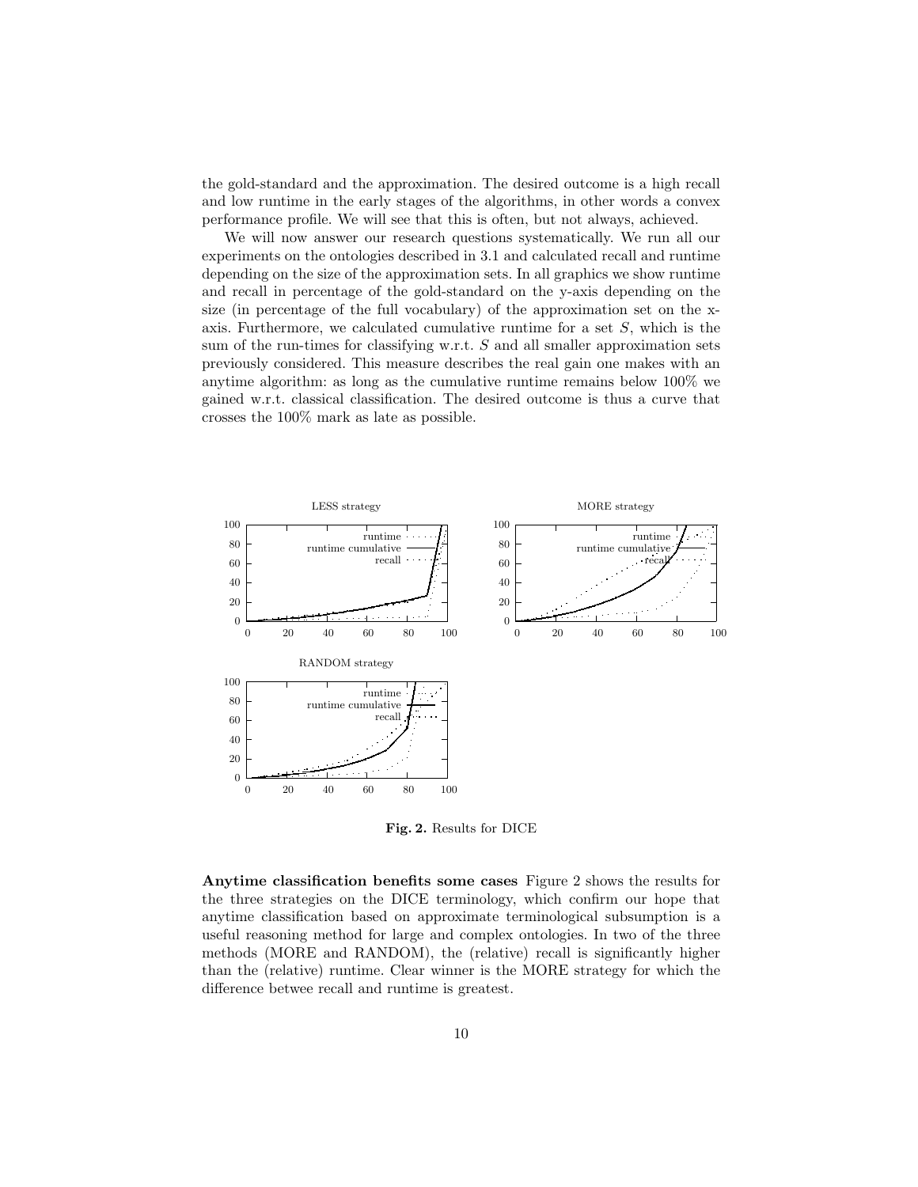the gold-standard and the approximation. The desired outcome is a high recall and low runtime in the early stages of the algorithms, in other words a convex performance profile. We will see that this is often, but not always, achieved.

We will now answer our research questions systematically. We run all our experiments on the ontologies described in 3.1 and calculated recall and runtime depending on the size of the approximation sets. In all graphics we show runtime and recall in percentage of the gold-standard on the y-axis depending on the size (in percentage of the full vocabulary) of the approximation set on the x-axis. Furthermore, we calculated cumulative runtime for a set $S$, which is the sum of the run-times for classifying w.r.t. $S$ and all smaller approximation sets previously considered. This measure describes the real gain one makes with an anytime algorithm: as long as the cumulative runtime remains below 100% we gained w.r.t. classical classification. The desired outcome is thus a curve that crosses the 100% mark as late as possible.

**Fig. 2.** Results for DICE

**Anytime classification benefits some cases** Figure 2 shows the results for the three strategies on the DICE terminology, which confirm our hope that anytime classification based on approximate terminological subsumption is a useful reasoning method for large and complex ontologies. In two of the three methods (MORE and RANDOM), the (relative) recall is significantly higher than the (relative) runtime. Clear winner is the MORE strategy for which the difference betwee recall and runtime is greatest.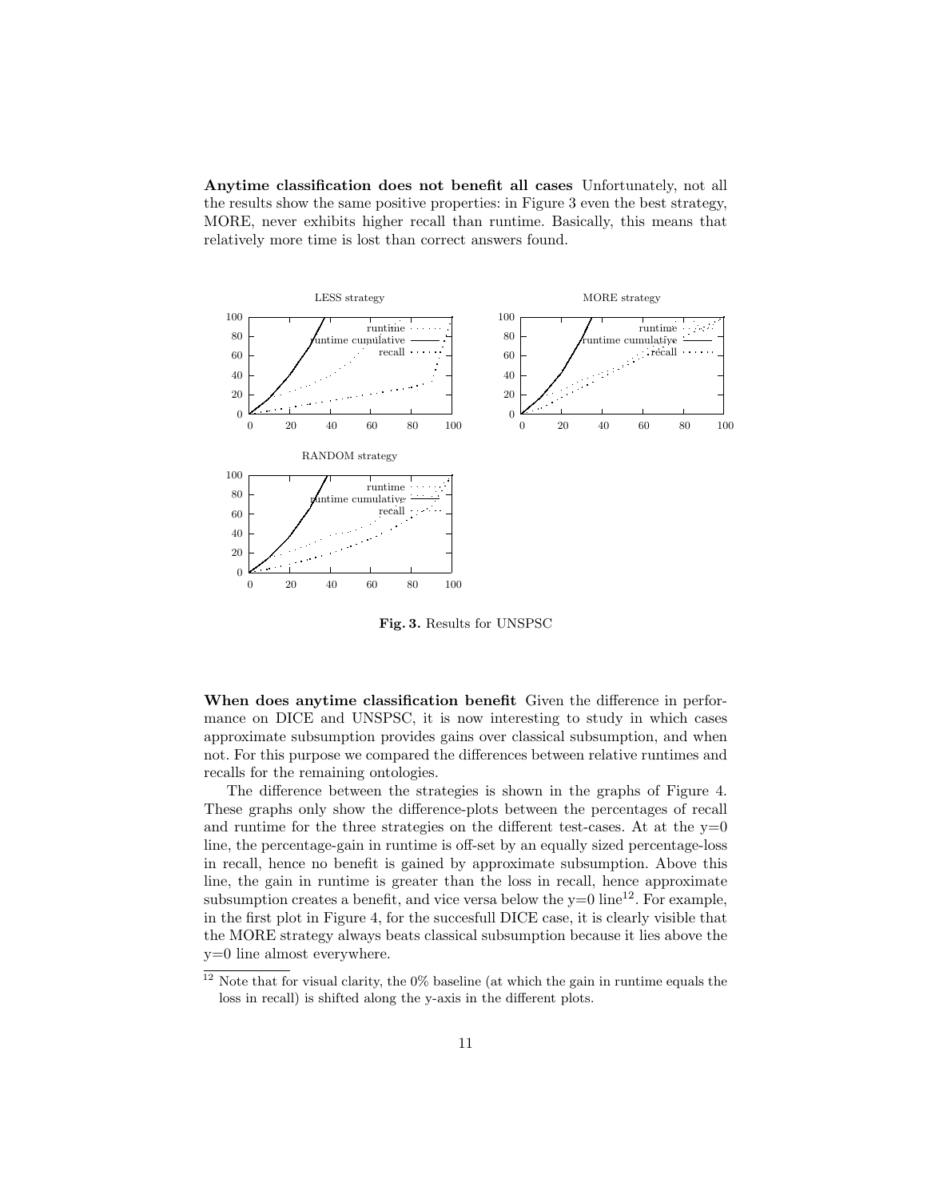**Anytime classification does not benefit all cases** Unfortunately, not all the results show the same positive properties: in Figure 3 even the best strategy, MORE, never exhibits higher recall than runtime. Basically, this means that relatively more time is lost than correct answers found.

**Fig. 3.** Results for UNSPSC

**When does anytime classification benefit** Given the difference in performance on DICE and UNSPSC, it is now interesting to study in which cases approximate subsumption provides gains over classical subsumption, and when not. For this purpose we compared the differences between relative runtimes and recalls for the remaining ontologies.

The difference between the strategies is shown in the graphs of Figure 4. These graphs only show the difference-plots between the percentages of recall and runtime for the three strategies on the different test-cases. At at the y=0 line, the percentage-gain in runtime is off-set by an equally sized percentage-loss in recall, hence no benefit is gained by approximate subsumption. Above this line, the gain in runtime is greater than the loss in recall, hence approximate subsumption creates a benefit, and vice versa below the y=0 line[12]. For example, in the first plot in Figure 4, for the succesfull DICE case, it is clearly visible that the MORE strategy always beats classical subsumption because it lies above the y=0 line almost everywhere.

[12] Note that for visual clarity, the 0% baseline (at which the gain in runtime equals the loss in recall) is shifted along the y-axis in the different plots.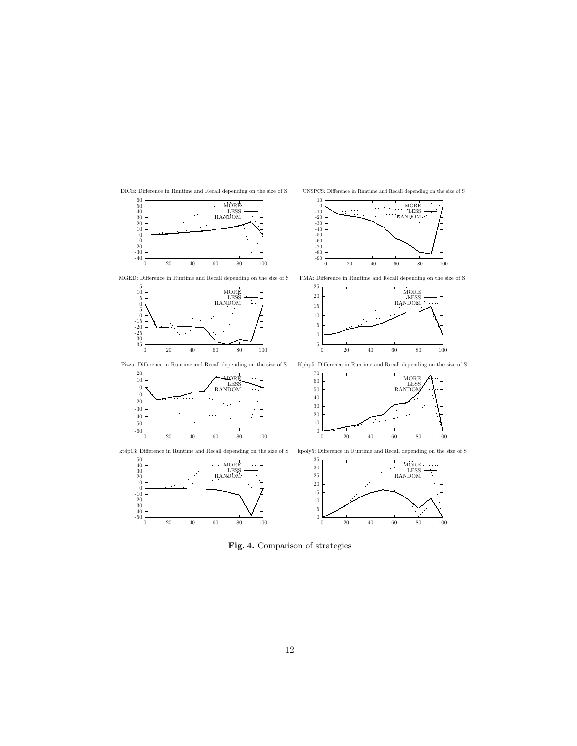DICE: Difference in Runtime and Recall depending on the size of S

UNSPCS: Difference in Runtime and Recall depending on the size of S

MGED: Difference in Runtime and Recall depending on the size of S

FMA: Difference in Runtime and Recall depending on the size of S

Pizza: Difference in Runtime and Recall depending on the size of S

Kphp5: Difference in Runtime and Recall depending on the size of S

kt4p13: Difference in Runtime and Recall depending on the size of S

kpoly5: Difference in Runtime and Recall depending on the size of S

**Fig. 4.** Comparison of strategies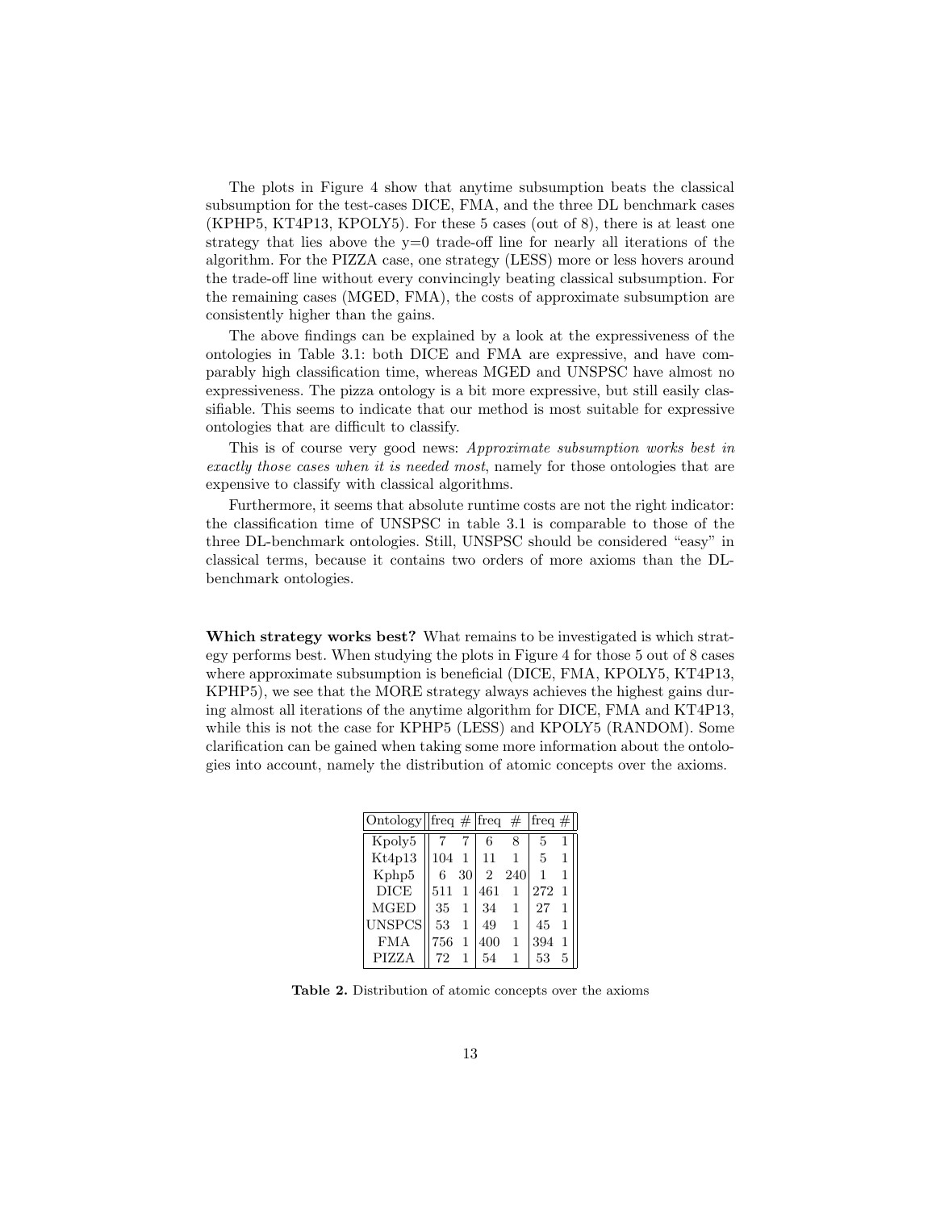The plots in Figure 4 show that anytime subsumption beats the classical subsumption for the test-cases DICE, FMA, and the three DL benchmark cases (KPHP5, KT4P13, KPOLY5). For these 5 cases (out of 8), there is at least one strategy that lies above the y=0 trade-off line for nearly all iterations of the algorithm. For the PIZZA case, one strategy (LESS) more or less hovers around the trade-off line without every convincingly beating classical subsumption. For the remaining cases (MGED, FMA), the costs of approximate subsumption are consistently higher than the gains.

The above findings can be explained by a look at the expressiveness of the ontologies in Table 3.1: both DICE and FMA are expressive, and have comparably high classification time, whereas MGED and UNSPSC have almost no expressiveness. The pizza ontology is a bit more expressive, but still easily classifiable. This seems to indicate that our method is most suitable for expressive ontologies that are difficult to classify.

This is of course very good news: *Approximate subsumption works best in exactly those cases when it is needed most*, namely for those ontologies that are expensive to classify with classical algorithms.

Furthermore, it seems that absolute runtime costs are not the right indicator: the classification time of UNSPSC in table 3.1 is comparable to those of the three DL-benchmark ontologies. Still, UNSPSC should be considered "easy" in classical terms, because it contains two orders of more axioms than the DL-benchmark ontologies.

**Which strategy works best?** What remains to be investigated is which strategy performs best. When studying the plots in Figure 4 for those 5 out of 8 cases where approximate subsumption is beneficial (DICE, FMA, KPOLY5, KT4P13, KPHP5), we see that the MORE strategy always achieves the highest gains during almost all iterations of the anytime algorithm for DICE, FMA and KT4P13, while this is not the case for KPHP5 (LESS) and KPOLY5 (RANDOM). Some clarification can be gained when taking some more information about the ontologies into account, namely the distribution of atomic concepts over the axioms.

| Ontology | freq | # | freq | # | freq | # |
|---|---|---|---|---|---|---|
| Kpoly5 | 7 | 7 | 6 | 8 | 5 | 1 |
| Kt4p13 | 104 | 1 | 11 | 1 | 5 | 1 |
| Kphp5 | 6 | 30 | 2 | 240 | 1 | 1 |
| DICE | 511 | 1 | 461 | 1 | 272 | 1 |
| MGED | 35 | 1 | 34 | 1 | 27 | 1 |
| UNSPCS | 53 | 1 | 49 | 1 | 45 | 1 |
| FMA | 756 | 1 | 400 | 1 | 394 | 1 |
| PIZZA | 72 | 1 | 54 | 1 | 53 | 5 |

**Table 2.** Distribution of atomic concepts over the axioms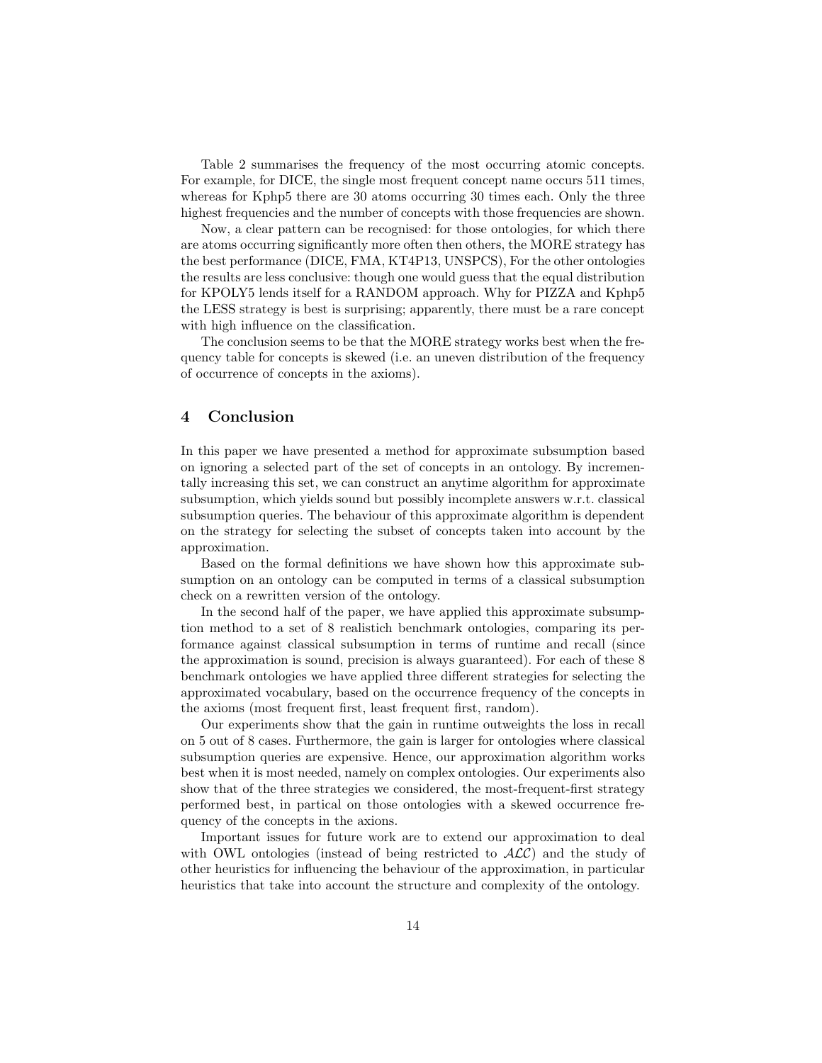Table 2 summarises the frequency of the most occurring atomic concepts. For example, for DICE, the single most frequent concept name occurs 511 times, whereas for Kphp5 there are 30 atoms occurring 30 times each. Only the three highest frequencies and the number of concepts with those frequencies are shown.

Now, a clear pattern can be recognised: for those ontologies, for which there are atoms occurring significantly more often then others, the MORE strategy has the best performance (DICE, FMA, KT4P13, UNSPCS), For the other ontologies the results are less conclusive: though one would guess that the equal distribution for KPOLY5 lends itself for a RANDOM approach. Why for PIZZA and Kphp5 the LESS strategy is best is surprising; apparently, there must be a rare concept with high influence on the classification.

The conclusion seems to be that the MORE strategy works best when the frequency table for concepts is skewed (i.e. an uneven distribution of the frequency of occurrence of concepts in the axioms).

## 4 Conclusion

In this paper we have presented a method for approximate subsumption based on ignoring a selected part of the set of concepts in an ontology. By incrementally increasing this set, we can construct an anytime algorithm for approximate subsumption, which yields sound but possibly incomplete answers w.r.t. classical subsumption queries. The behaviour of this approximate algorithm is dependent on the strategy for selecting the subset of concepts taken into account by the approximation.

Based on the formal definitions we have shown how this approximate subsumption on an ontology can be computed in terms of a classical subsumption check on a rewritten version of the ontology.

In the second half of the paper, we have applied this approximate subsumption method to a set of 8 realistich benchmark ontologies, comparing its performance against classical subsumption in terms of runtime and recall (since the approximation is sound, precision is always guaranteed). For each of these 8 benchmark ontologies we have applied three different strategies for selecting the approximated vocabulary, based on the occurrence frequency of the concepts in the axioms (most frequent first, least frequent first, random).

Our experiments show that the gain in runtime outweights the loss in recall on 5 out of 8 cases. Furthermore, the gain is larger for ontologies where classical subsumption queries are expensive. Hence, our approximation algorithm works best when it is most needed, namely on complex ontologies. Our experiments also show that of the three strategies we considered, the most-frequent-first strategy performed best, in partical on those ontologies with a skewed occurrence frequency of the concepts in the axions.

Important issues for future work are to extend our approximation to deal with OWL ontologies (instead of being restricted to $\mathcal{ALC}$) and the study of other heuristics for influencing the behaviour of the approximation, in particular heuristics that take into account the structure and complexity of the ontology.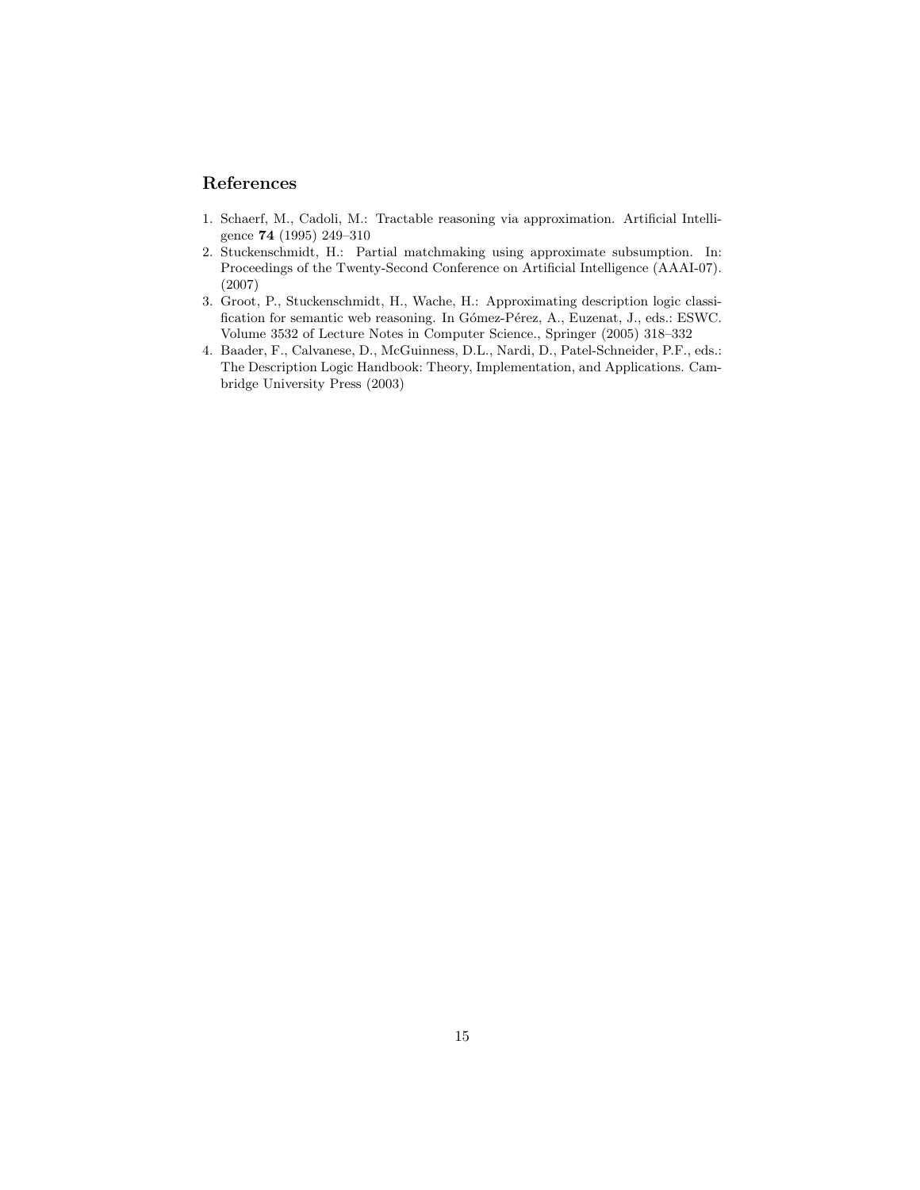## References

1. Schaerf, M., Cadoli, M.: Tractable reasoning via approximation. Artificial Intelligence **74** (1995) 249–310
2. Stuckenschmidt, H.: Partial matchmaking using approximate subsumption. In: Proceedings of the Twenty-Second Conference on Artificial Intelligence (AAAI-07). (2007)
3. Groot, P., Stuckenschmidt, H., Wache, H.: Approximating description logic classification for semantic web reasoning. In Gómez-Pérez, A., Euzenat, J., eds.: ESWC. Volume 3532 of Lecture Notes in Computer Science., Springer (2005) 318–332
4. Baader, F., Calvanese, D., McGuinness, D.L., Nardi, D., Patel-Schneider, P.F., eds.: The Description Logic Handbook: Theory, Implementation, and Applications. Cambridge University Press (2003)